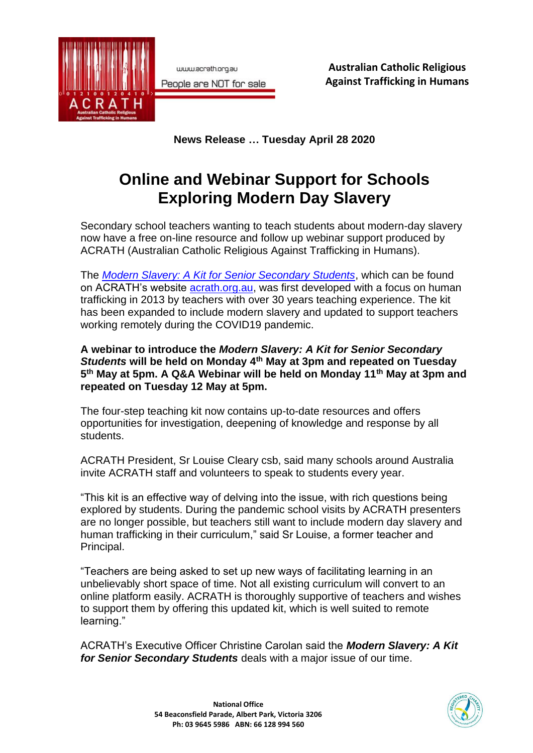www.acrath.org.au

People are NOT for sale

**Australian Catholic Religious Against Trafficking in Humans**

**News Release … Tuesday April 28 2020**

# Online and Webinar Support for Schools Exploring Modern Day Slavery

Secondary school teachers wanting to teach students about modern-day slavery now have a free on-line resource and follow up webinar support produced by ACRATH (Australian Catholic Religious Against Trafficking in Humans).

The *Modern Slavery: A Kit for Senior Secondary Students*, which can be found on ACRATH's website acrath.org.au, was first developed with a focus on human trafficking in 2013 by teachers with over 30 years teaching experience. The kit has been expanded to include modern slavery and updated to support teachers working remotely during the COVID19 pandemic.

**A webinar to introduce the *Modern Slavery: A Kit for Senior Secondary Students* will be held on Monday 4th May at 3pm and repeated on Tuesday 5th May at 5pm. A Q&A Webinar will be held on Monday 11th May at 3pm and repeated on Tuesday 12 May at 5pm.**

The four-step teaching kit now contains up-to-date resources and offers opportunities for investigation, deepening of knowledge and response by all students.

ACRATH President, Sr Louise Cleary csb, said many schools around Australia invite ACRATH staff and volunteers to speak to students every year.

"This kit is an effective way of delving into the issue, with rich questions being explored by students. During the pandemic school visits by ACRATH presenters are no longer possible, but teachers still want to include modern day slavery and human trafficking in their curriculum," said Sr Louise, a former teacher and Principal.

"Teachers are being asked to set up new ways of facilitating learning in an unbelievably short space of time. Not all existing curriculum will convert to an online platform easily. ACRATH is thoroughly supportive of teachers and wishes to support them by offering this updated kit, which is well suited to remote learning."

ACRATH's Executive Officer Christine Carolan said the ***Modern Slavery: A Kit for Senior Secondary Students*** deals with a major issue of our time.

**National Office**
**54 Beaconsfield Parade, Albert Park, Victoria 3206**
**Ph: 03 9645 5986 ABN: 66 128 994 560**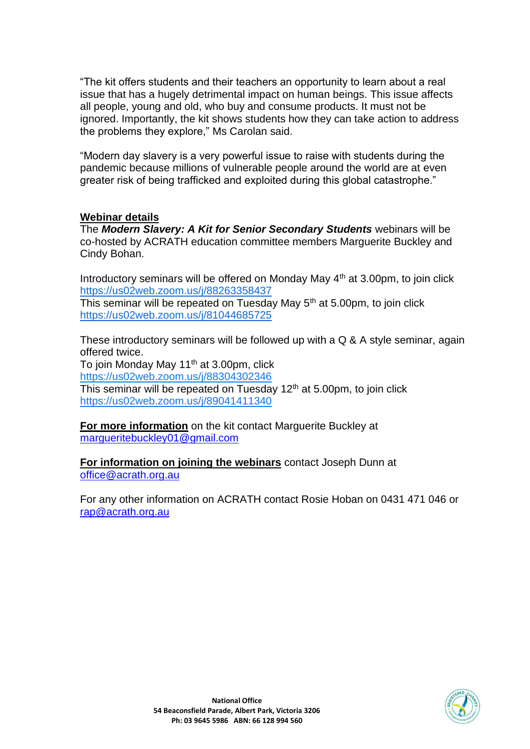"The kit offers students and their teachers an opportunity to learn about a real issue that has a hugely detrimental impact on human beings. This issue affects all people, young and old, who buy and consume products. It must not be ignored. Importantly, the kit shows students how they can take action to address the problems they explore," Ms Carolan said.

"Modern day slavery is a very powerful issue to raise with students during the pandemic because millions of vulnerable people around the world are at even greater risk of being trafficked and exploited during this global catastrophe."

**Webinar details**

The ***Modern Slavery: A Kit for Senior Secondary Students*** webinars will be co-hosted by ACRATH education committee members Marguerite Buckley and Cindy Bohan.

Introductory seminars will be offered on Monday May 4th at 3.00pm, to join click https://us02web.zoom.us/j/88263358437
This seminar will be repeated on Tuesday May 5th at 5.00pm, to join click https://us02web.zoom.us/j/81044685725

These introductory seminars will be followed up with a Q & A style seminar, again offered twice.
To join Monday May 11th at 3.00pm, click https://us02web.zoom.us/j/88304302346
This seminar will be repeated on Tuesday 12th at 5.00pm, to join click https://us02web.zoom.us/j/89041411340

**For more information** on the kit contact Marguerite Buckley at margueritebuckley01@gmail.com

**For information on joining the webinars** contact Joseph Dunn at office@acrath.org.au

For any other information on ACRATH contact Rosie Hoban on 0431 471 046 or rap@acrath.org.au

**National Office**
**54 Beaconsfield Parade, Albert Park, Victoria 3206**
**Ph: 03 9645 5986 ABN: 66 128 994 560**